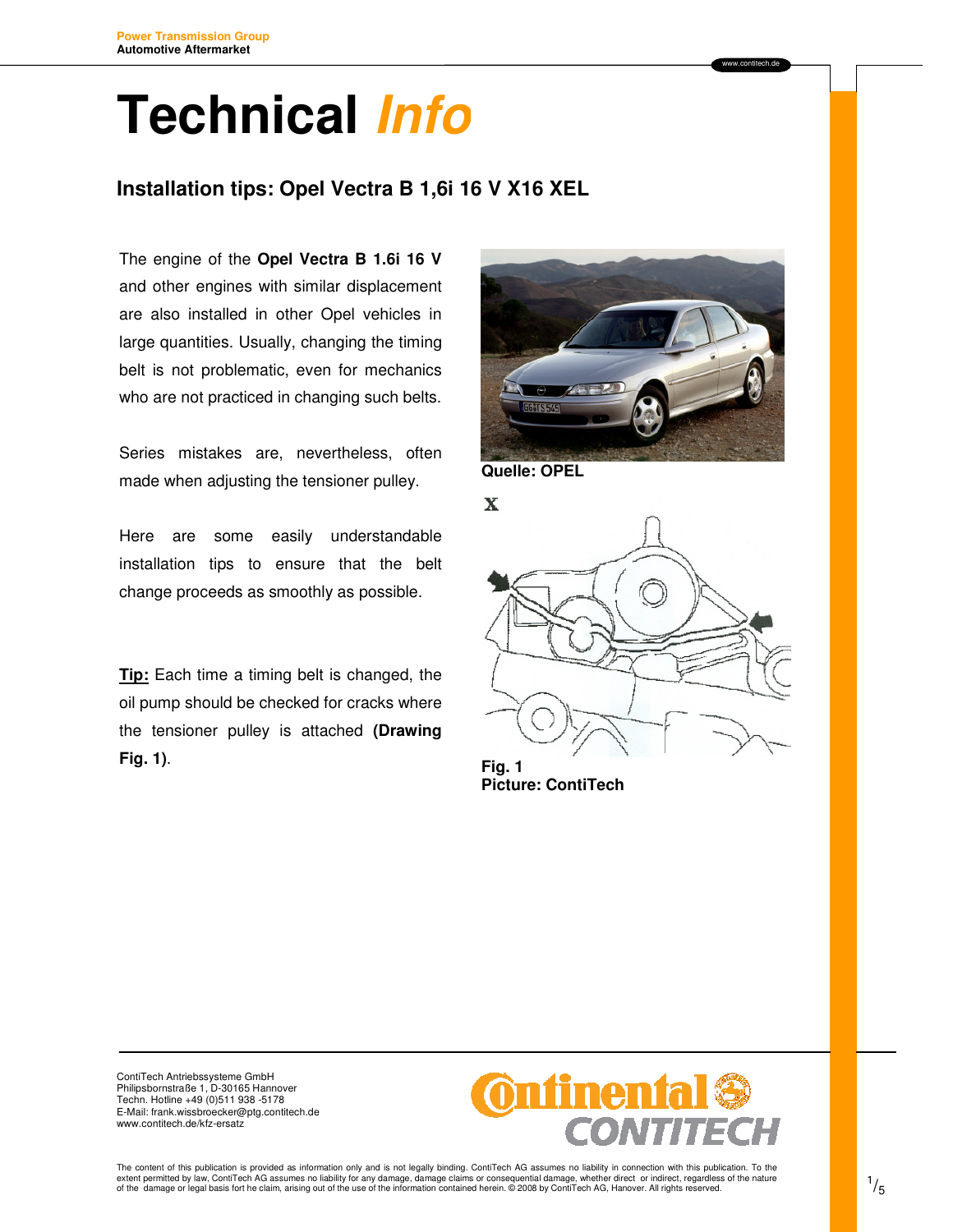# Technical *Info*

## Installation tips: Opel Vectra B 1,6i 16 V X16 XEL

The engine of the **Opel Vectra B 1.6i 16 V** and other engines with similar displacement are also installed in other Opel vehicles in large quantities. Usually, changing the timing belt is not problematic, even for mechanics who are not practiced in changing such belts.

Series mistakes are, nevertheless, often made when adjusting the tensioner pulley.

Here are some easily understandable installation tips to ensure that the belt change proceeds as smoothly as possible.

**Tip:** Each time a timing belt is changed, the oil pump should be checked for cracks where the tensioner pulley is attached **(Drawing Fig. 1)**.

**Quelle: OPEL**

X

**Fig. 1**
**Picture: ContiTech**

ContiTech Antriebssysteme GmbH
Philipsbornstraße 1, D-30165 Hannover
Techn. Hotline +49 (0)511 938 -5178
E-Mail: frank.wissbroecker@ptg.contitech.de
www.contitech.de/kfz-ersatz

The content of this publication is provided as information only and is not legally binding. ContiTech AG assumes no liability in connection with this publication. To the extent permitted by law, ContiTech AG assumes no liability for any damage, damage claims or consequential damage, whether direct or indirect, regardless of the nature of the damage or legal basis fort he claim, arising out of the use of the information contained herein. © 2008 by ContiTech AG, Hanover. All rights reserved.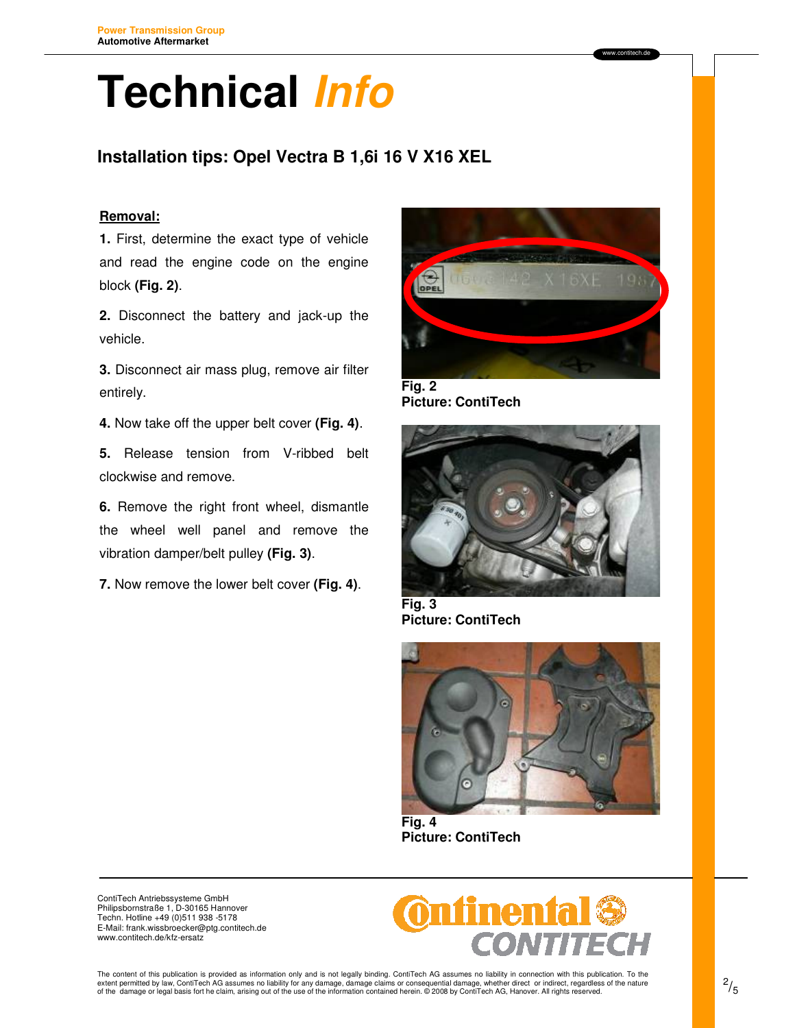# Technical *Info*

## Installation tips: Opel Vectra B 1,6i 16 V X16 XEL

**Removal:**

**1.** First, determine the exact type of vehicle and read the engine code on the engine block **(Fig. 2)**.

**2.** Disconnect the battery and jack-up the vehicle.

**3.** Disconnect air mass plug, remove air filter entirely.

**4.** Now take off the upper belt cover **(Fig. 4)**.

**5.** Release tension from V-ribbed belt clockwise and remove.

**6.** Remove the right front wheel, dismantle the wheel well panel and remove the vibration damper/belt pulley **(Fig. 3)**.

**7.** Now remove the lower belt cover **(Fig. 4)**.

**Fig. 2**
**Picture: ContiTech**

**Fig. 3**
**Picture: ContiTech**

**Fig. 4**
**Picture: ContiTech**

ContiTech Antriebssysteme GmbH
Philipsbornstraße 1, D-30165 Hannover
Techn. Hotline +49 (0)511 938 -5178
E-Mail: frank.wissbroecker@ptg.contitech.de
www.contitech.de/kfz-ersatz

The content of this publication is provided as information only and is not legally binding. ContiTech AG assumes no liability in connection with this publication. To the extent permitted by law, ContiTech AG assumes no liability for any damage, damage claims or consequential damage, whether direct or indirect, regardless of the nature of the damage or legal basis fort he claim, arising out of the use of the information contained herein. © 2008 by ContiTech AG, Hanover. All rights reserved.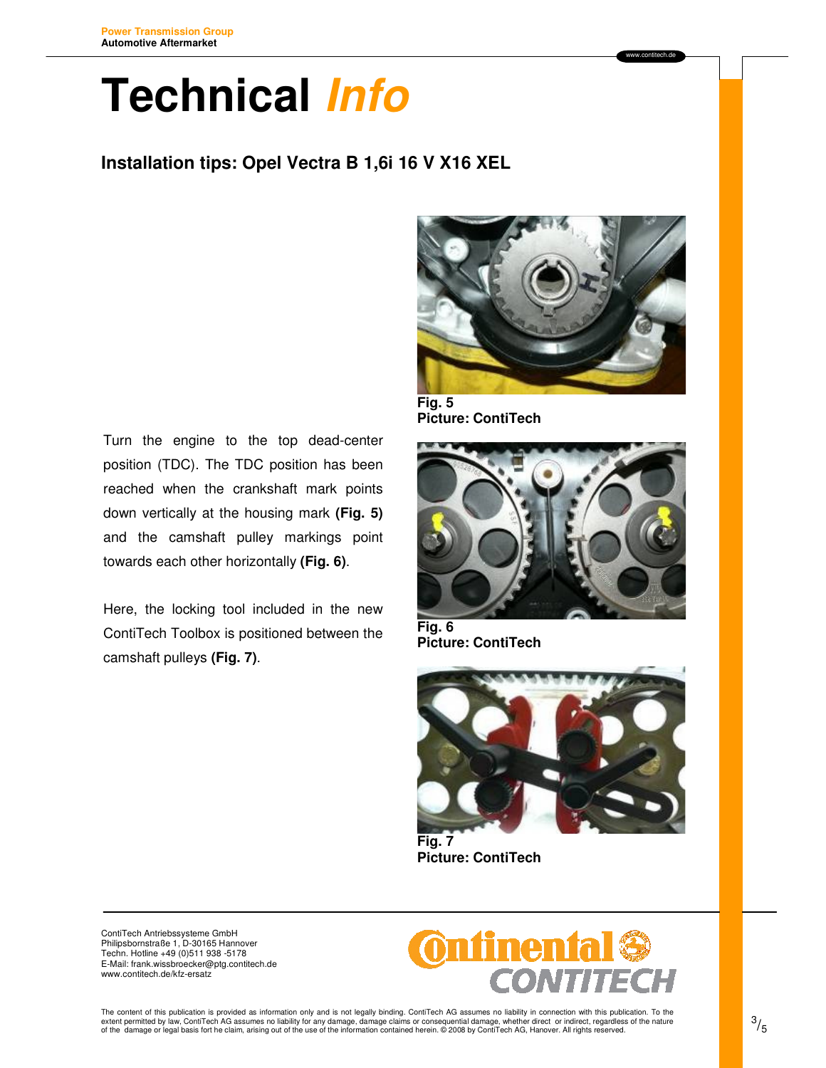# Technical *Info*

## Installation tips: Opel Vectra B 1,6i 16 V X16 XEL

**Fig. 5**
**Picture: ContiTech**

Turn the engine to the top dead-center position (TDC). The TDC position has been reached when the crankshaft mark points down vertically at the housing mark **(Fig. 5)** and the camshaft pulley markings point towards each other horizontally **(Fig. 6)**.

**Fig. 6**
**Picture: ContiTech**

Here, the locking tool included in the new ContiTech Toolbox is positioned between the camshaft pulleys **(Fig. 7)**.

**Fig. 7**
**Picture: ContiTech**

ContiTech Antriebssysteme GmbH
Philipsbornstraße 1, D-30165 Hannover
Techn. Hotline +49 (0)511 938 -5178
E-Mail: frank.wissbroecker@ptg.contitech.de
www.contitech.de/kfz-ersatz

The content of this publication is provided as information only and is not legally binding. ContiTech AG assumes no liability in connection with this publication. To the extent permitted by law, ContiTech AG assumes no liability for any damage, damage claims or consequential damage, whether direct or indirect, regardless of the nature of the damage or legal basis fort he claim, arising out of the use of the information contained herein. © 2008 by ContiTech AG, Hanover. All rights reserved.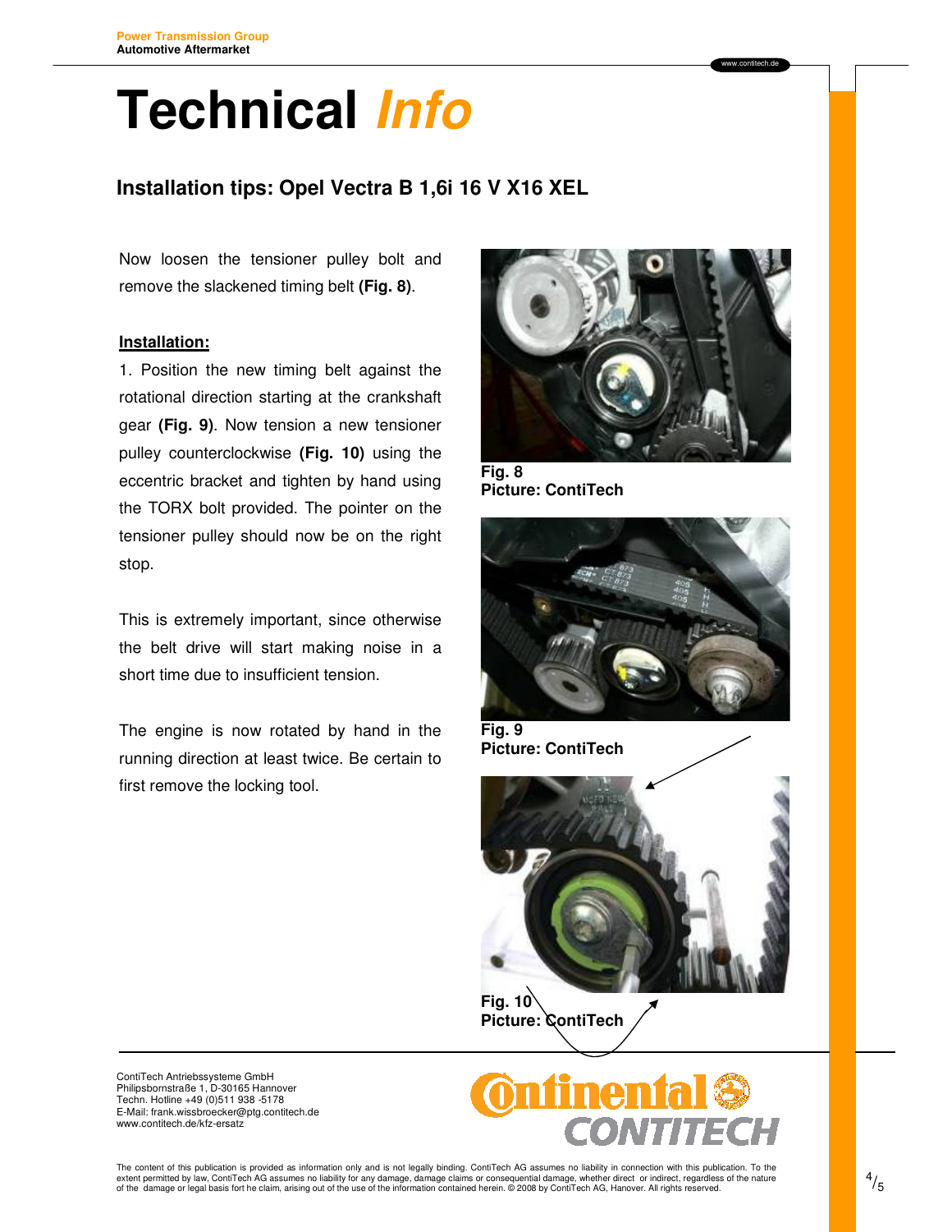Power Transmission Group
Automotive Aftermarket

# Technical *Info*

## Installation tips: Opel Vectra B 1,6i 16 V X16 XEL

Now loosen the tensioner pulley bolt and remove the slackened timing belt **(Fig. 8)**.

**Installation:**

1. Position the new timing belt against the rotational direction starting at the crankshaft gear **(Fig. 9)**. Now tension a new tensioner pulley counterclockwise **(Fig. 10)** using the eccentric bracket and tighten by hand using the TORX bolt provided. The pointer on the tensioner pulley should now be on the right stop.

This is extremely important, since otherwise the belt drive will start making noise in a short time due to insufficient tension.

The engine is now rotated by hand in the running direction at least twice. Be certain to first remove the locking tool.

**Fig. 8**
**Picture: ContiTech**

**Fig. 9**
**Picture: ContiTech**

**Fig. 10**
**Picture: ContiTech**

ContiTech Antriebssysteme GmbH
Philipsbornstraße 1, D-30165 Hannover
Techn. Hotline +49 (0)511 938 -5178
E-Mail: frank.wissbroecker@ptg.contitech.de
www.contitech.de/kfz-ersatz

The content of this publication is provided as information only and is not legally binding. ContiTech AG assumes no liability in connection with this publication. To the extent permitted by law, ContiTech AG assumes no liability for any damage, damage claims or consequential damage, whether direct or indirect, regardless of the nature of the damage or legal basis fort he claim, arising out of the use of the information contained herein. © 2008 by ContiTech AG, Hanover. All rights reserved.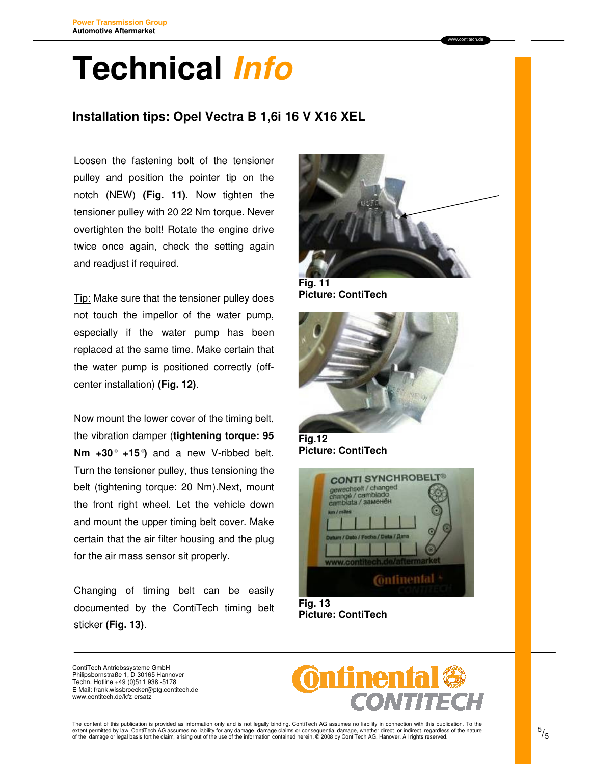# Technical *Info*

## Installation tips: Opel Vectra B 1,6i 16 V X16 XEL

Loosen the fastening bolt of the tensioner pulley and position the pointer tip on the notch (NEW) **(Fig. 11)**. Now tighten the tensioner pulley with 20 22 Nm torque. Never overtighten the bolt! Rotate the engine drive twice once again, check the setting again and readjust if required.

**Fig. 11**
**Picture: ContiTech**

Tip: Make sure that the tensioner pulley does not touch the impellor of the water pump, especially if the water pump has been replaced at the same time. Make certain that the water pump is positioned correctly (off-center installation) **(Fig. 12)**.

**Fig.12**
**Picture: ContiTech**

Now mount the lower cover of the timing belt, the vibration damper (**tightening torque: 95 Nm +30° +15°)** and a new V-ribbed belt. Turn the tensioner pulley, thus tensioning the belt (tightening torque: 20 Nm).Next, mount the front right wheel. Let the vehicle down and mount the upper timing belt cover. Make certain that the air filter housing and the plug for the air mass sensor sit properly.

Changing of timing belt can be easily documented by the ContiTech timing belt sticker **(Fig. 13)**.

**Fig. 13**
**Picture: ContiTech**

ContiTech Antriebssysteme GmbH
Philipsbornstraße 1, D-30165 Hannover
Techn. Hotline +49 (0)511 938 -5178
E-Mail: frank.wissbroecker@ptg.contitech.de
www.contitech.de/kfz-ersatz

The content of this publication is provided as information only and is not legally binding. ContiTech AG assumes no liability in connection with this publication. To the extent permitted by law, ContiTech AG assumes no liability for any damage, damage claims or consequential damage, whether direct or indirect, regardless of the nature of the damage or legal basis fort he claim, arising out of the use of the information contained herein. © 2008 by ContiTech AG, Hanover. All rights reserved.